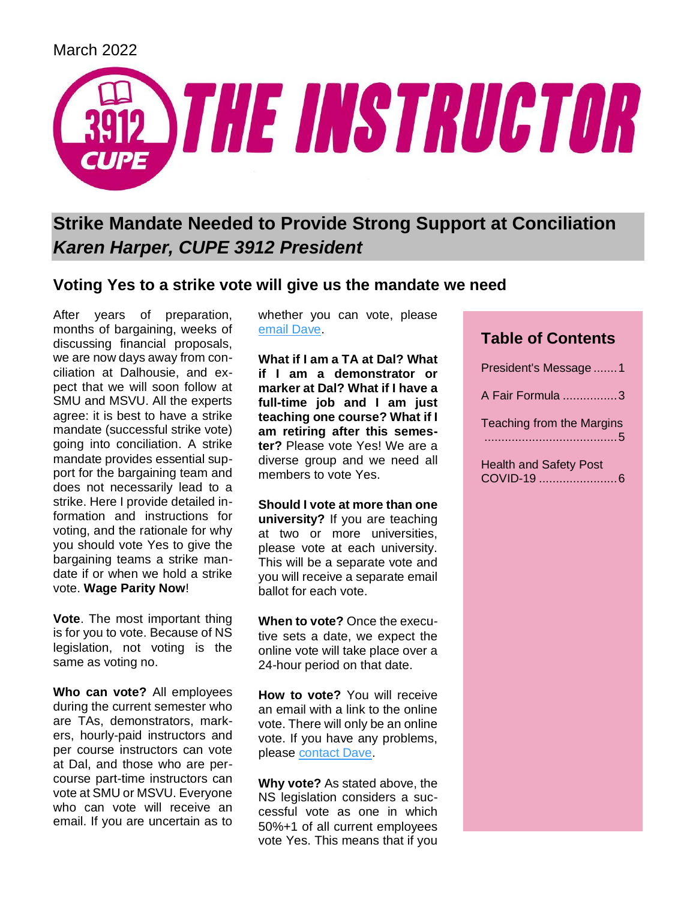March 2022

# THE INSTRUCTOR

CUPE 3912

## Strike Mandate Needed to Provide Strong Support at Conciliation
## *Karen Harper, CUPE 3912 President*

### Voting Yes to a strike vote will give us the mandate we need

After years of preparation, months of bargaining, weeks of discussing financial proposals, we are now days away from conciliation at Dalhousie, and expect that we will soon follow at SMU and MSVU. All the experts agree: it is best to have a strike mandate (successful strike vote) going into conciliation. A strike mandate provides essential support for the bargaining team and does not necessarily lead to a strike. Here I provide detailed information and instructions for voting, and the rationale for why you should vote Yes to give the bargaining teams a strike mandate if or when we hold a strike vote. **Wage Parity Now**!

**Vote**. The most important thing is for you to vote. Because of NS legislation, not voting is the same as voting no.

**Who can vote?** All employees during the current semester who are TAs, demonstrators, markers, hourly-paid instructors and per course instructors can vote at Dal, and those who are per-course part-time instructors can vote at SMU or MSVU. Everyone who can vote will receive an email. If you are uncertain as to whether you can vote, please email Dave.

**What if I am a TA at Dal? What if I am a demonstrator or marker at Dal? What if I have a full-time job and I am just teaching one course? What if I am retiring after this semester?** Please vote Yes! We are a diverse group and we need all members to vote Yes.

**Should I vote at more than one university?** If you are teaching at two or more universities, please vote at each university. This will be a separate vote and you will receive a separate email ballot for each vote.

**When to vote?** Once the executive sets a date, we expect the online vote will take place over a 24-hour period on that date.

**How to vote?** You will receive an email with a link to the online vote. There will only be an online vote. If you have any problems, please contact Dave.

**Why vote?** As stated above, the NS legislation considers a successful vote as one in which 50%+1 of all current employees vote Yes. This means that if you

### Table of Contents

| | |
|---|---|
| President's Message | 1 |
| A Fair Formula | 3 |
| Teaching from the Margins | 5 |
| Health and Safety Post COVID-19 | 6 |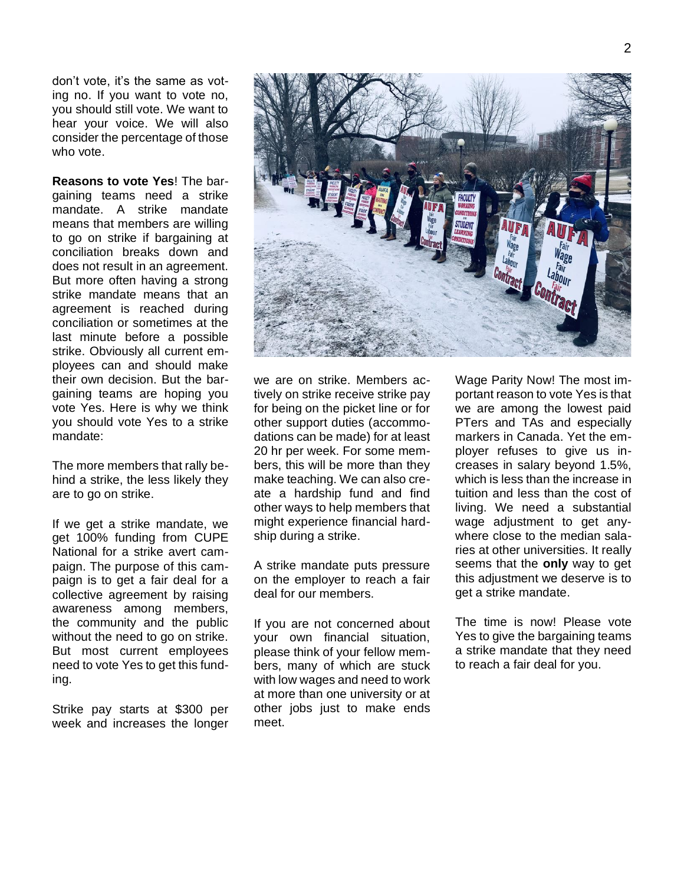don't vote, it's the same as voting no. If you want to vote no, you should still vote. We want to hear your voice. We will also consider the percentage of those who vote.

**Reasons to vote Yes**! The bargaining teams need a strike mandate. A strike mandate means that members are willing to go on strike if bargaining at conciliation breaks down and does not result in an agreement. But more often having a strong strike mandate means that an agreement is reached during conciliation or sometimes at the last minute before a possible strike. Obviously all current employees can and should make their own decision. But the bargaining teams are hoping you vote Yes. Here is why we think you should vote Yes to a strike mandate:

The more members that rally behind a strike, the less likely they are to go on strike.

If we get a strike mandate, we get 100% funding from CUPE National for a strike avert campaign. The purpose of this campaign is to get a fair deal for a collective agreement by raising awareness among members, the community and the public without the need to go on strike. But most current employees need to vote Yes to get this funding.

Strike pay starts at $300 per week and increases the longer we are on strike. Members actively on strike receive strike pay for being on the picket line or for other support duties (accommodations can be made) for at least 20 hr per week. For some members, this will be more than they make teaching. We can also create a hardship fund and find other ways to help members that might experience financial hardship during a strike.

A strike mandate puts pressure on the employer to reach a fair deal for our members.

If you are not concerned about your own financial situation, please think of your fellow members, many of which are stuck with low wages and need to work at more than one university or at other jobs just to make ends meet.

Wage Parity Now! The most important reason to vote Yes is that we are among the lowest paid PTers and TAs and especially markers in Canada. Yet the employer refuses to give us increases in salary beyond 1.5%, which is less than the increase in tuition and less than the cost of living. We need a substantial wage adjustment to get anywhere close to the median salaries at other universities. It really seems that the **only** way to get this adjustment we deserve is to get a strike mandate.

The time is now! Please vote Yes to give the bargaining teams a strike mandate that they need to reach a fair deal for you.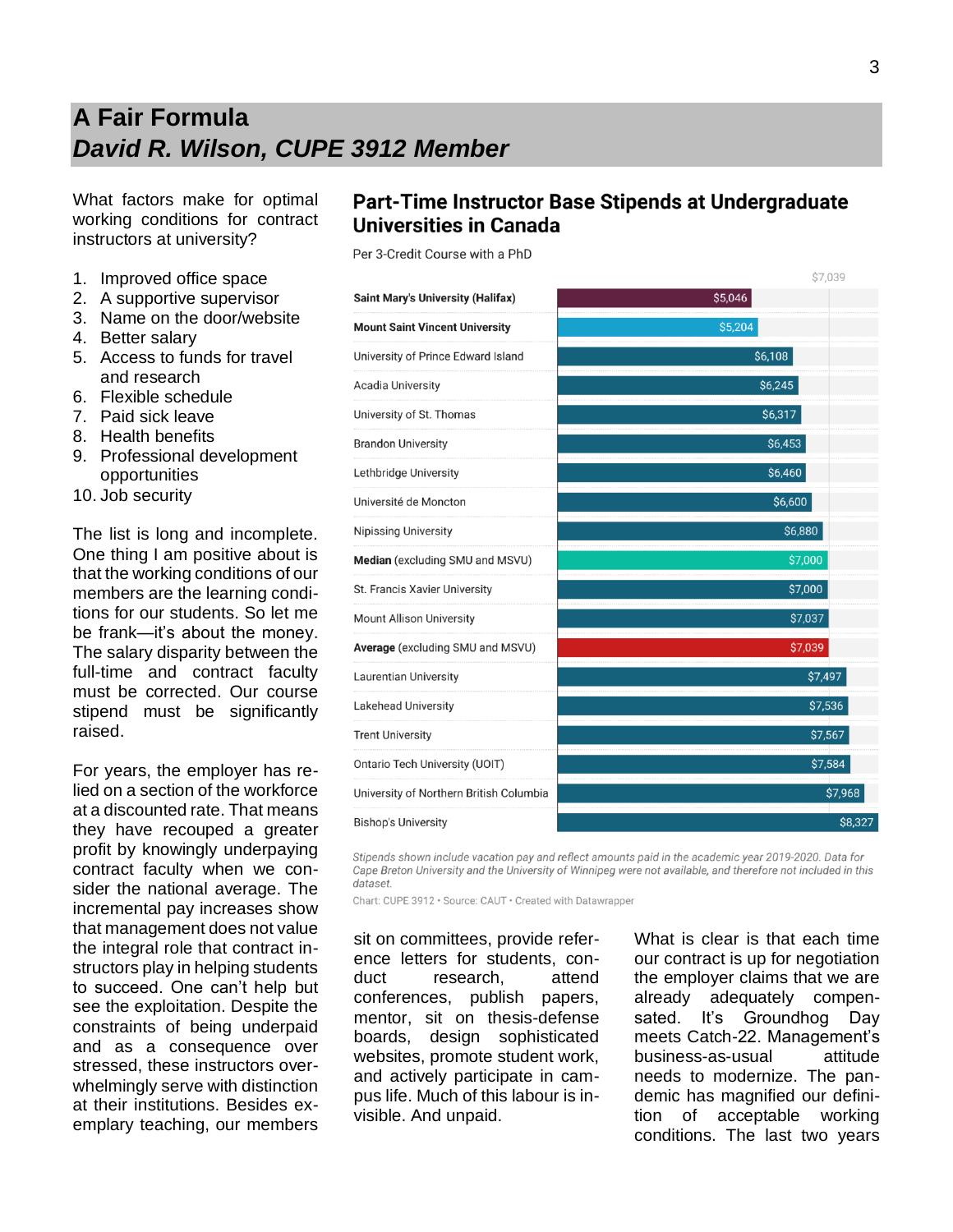# A Fair Formula

## *David R. Wilson, CUPE 3912 Member*

What factors make for optimal working conditions for contract instructors at university?

1. Improved office space
2. A supportive supervisor
3. Name on the door/website
4. Better salary
5. Access to funds for travel and research
6. Flexible schedule
7. Paid sick leave
8. Health benefits
9. Professional development opportunities
10. Job security

The list is long and incomplete. One thing I am positive about is that the working conditions of our members are the learning conditions for our students. So let me be frank—it's about the money. The salary disparity between the full-time and contract faculty must be corrected. Our course stipend must be significantly raised.

For years, the employer has relied on a section of the workforce at a discounted rate. That means they have recouped a greater profit by knowingly underpaying contract faculty when we consider the national average. The incremental pay increases show that management does not value the integral role that contract instructors play in helping students to succeed. One can't help but see the exploitation. Despite the constraints of being underpaid and as a consequence over stressed, these instructors overwhelmingly serve with distinction at their institutions. Besides exemplary teaching, our members sit on committees, provide reference letters for students, conduct research, attend conferences, publish papers, mentor, sit on thesis-defense boards, design sophisticated websites, promote student work, and actively participate in campus life. Much of this labour is invisible. And unpaid.

### Part-Time Instructor Base Stipends at Undergraduate Universities in Canada

Per 3-Credit Course with a PhD

| University | Stipend |
| --- | --- |
| Saint Mary's University (Halifax) | $5,046 |
| Mount Saint Vincent University | $5,204 |
| University of Prince Edward Island | $6,108 |
| Acadia University | $6,245 |
| University of St. Thomas | $6,317 |
| Brandon University | $6,453 |
| Lethbridge University | $6,460 |
| Université de Moncton | $6,600 |
| Nipissing University | $6,880 |
| **Median** (excluding SMU and MSVU) | $7,000 |
| St. Francis Xavier University | $7,000 |
| Mount Allison University | $7,037 |
| **Average** (excluding SMU and MSVU) | $7,039 |
| Laurentian University | $7,497 |
| Lakehead University | $7,536 |
| Trent University | $7,567 |
| Ontario Tech University (UOIT) | $7,584 |
| University of Northern British Columbia | $7,968 |
| Bishop's University | $8,327 |

*Stipends shown include vacation pay and reflect amounts paid in the academic year 2019-2020. Data for Cape Breton University and the University of Winnipeg were not available, and therefore not included in this dataset.*

Chart: CUPE 3912 • Source: CAUT • Created with Datawrapper

What is clear is that each time our contract is up for negotiation the employer claims that we are already adequately compensated. It's Groundhog Day meets Catch-22. Management's business-as-usual attitude needs to modernize. The pandemic has magnified our definition of acceptable working conditions. The last two years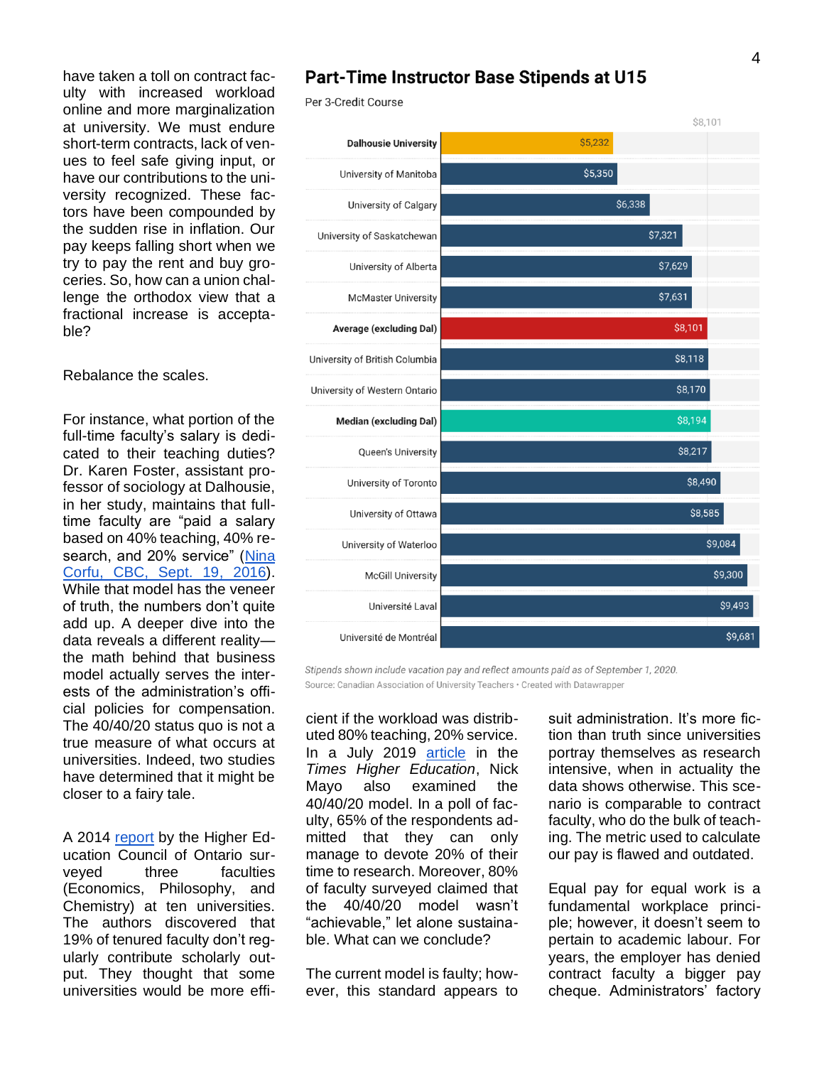have taken a toll on contract faculty with increased workload online and more marginalization at university. We must endure short-term contracts, lack of venues to feel safe giving input, or have our contributions to the university recognized. These factors have been compounded by the sudden rise in inflation. Our pay keeps falling short when we try to pay the rent and buy groceries. So, how can a union challenge the orthodox view that a fractional increase is acceptable?

## Part-Time Instructor Base Stipends at U15

Per 3-Credit Course

| University | Stipend |
|---|---|
| **Dalhousie University** | $5,232 |
| University of Manitoba | $5,350 |
| University of Calgary | $6,338 |
| University of Saskatchewan | $7,321 |
| University of Alberta | $7,629 |
| McMaster University | $7,631 |
| **Average (excluding Dal)** | $8,101 |
| University of British Columbia | $8,118 |
| University of Western Ontario | $8,170 |
| **Median (excluding Dal)** | $8,194 |
| Queen's University | $8,217 |
| University of Toronto | $8,490 |
| University of Ottawa | $8,585 |
| University of Waterloo | $9,084 |
| McGill University | $9,300 |
| Université Laval | $9,493 |
| Université de Montréal | $9,681 |

*Stipends shown include vacation pay and reflect amounts paid as of September 1, 2020.*

Source: Canadian Association of University Teachers • Created with Datawrapper

Rebalance the scales.

For instance, what portion of the full-time faculty's salary is dedicated to their teaching duties? Dr. Karen Foster, assistant professor of sociology at Dalhousie, in her study, maintains that full-time faculty are "paid a salary based on 40% teaching, 40% research, and 20% service" ([Nina Corfu, CBC, Sept. 19, 2016](#)). While that model has the veneer of truth, the numbers don't quite add up. A deeper dive into the data reveals a different reality—the math behind that business model actually serves the interests of the administration's official policies for compensation. The 40/40/20 status quo is not a true measure of what occurs at universities. Indeed, two studies have determined that it might be closer to a fairy tale.

A 2014 [report](#) by the Higher Education Council of Ontario surveyed three faculties (Economics, Philosophy, and Chemistry) at ten universities. The authors discovered that 19% of tenured faculty don't regularly contribute scholarly output. They thought that some universities would be more efficient if the workload was distributed 80% teaching, 20% service. In a July 2019 [article](#) in the *Times Higher Education*, Nick Mayo also examined the 40/40/20 model. In a poll of faculty, 65% of the respondents admitted that they can only manage to devote 20% of their time to research. Moreover, 80% of faculty surveyed claimed that the 40/40/20 model wasn't "achievable," let alone sustainable. What can we conclude?

The current model is faulty; however, this standard appears to suit administration. It's more fiction than truth since universities portray themselves as research intensive, when in actuality the data shows otherwise. This scenario is comparable to contract faculty, who do the bulk of teaching. The metric used to calculate our pay is flawed and outdated.

Equal pay for equal work is a fundamental workplace principle; however, it doesn't seem to pertain to academic labour. For years, the employer has denied contract faculty a bigger pay cheque. Administrators' factory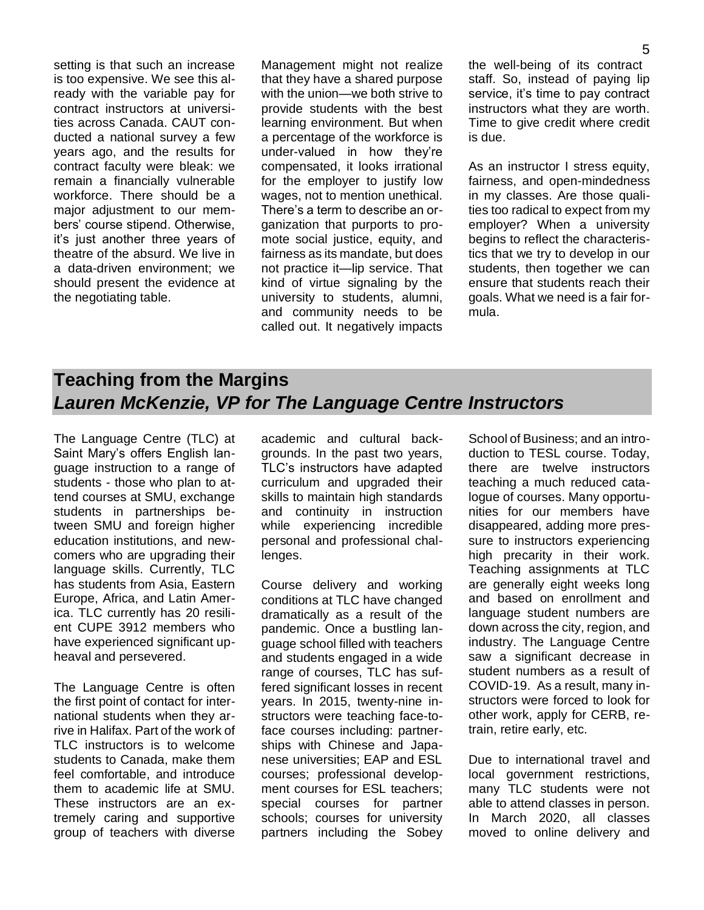setting is that such an increase is too expensive. We see this already with the variable pay for contract instructors at universities across Canada. CAUT conducted a national survey a few years ago, and the results for contract faculty were bleak: we remain a financially vulnerable workforce. There should be a major adjustment to our members' course stipend. Otherwise, it's just another three years of theatre of the absurd. We live in a data-driven environment; we should present the evidence at the negotiating table.

Management might not realize that they have a shared purpose with the union—we both strive to provide students with the best learning environment. But when a percentage of the workforce is under-valued in how they're compensated, it looks irrational for the employer to justify low wages, not to mention unethical. There's a term to describe an organization that purports to promote social justice, equity, and fairness as its mandate, but does not practice it—lip service. That kind of virtue signaling by the university to students, alumni, and community needs to be called out. It negatively impacts the well-being of its contract staff. So, instead of paying lip service, it's time to pay contract instructors what they are worth. Time to give credit where credit is due.

As an instructor I stress equity, fairness, and open-mindedness in my classes. Are those qualities too radical to expect from my employer? When a university begins to reflect the characteristics that we try to develop in our students, then together we can ensure that students reach their goals. What we need is a fair formula.

## Teaching from the Margins
### *Lauren McKenzie, VP for The Language Centre Instructors*

The Language Centre (TLC) at Saint Mary's offers English language instruction to a range of students - those who plan to attend courses at SMU, exchange students in partnerships between SMU and foreign higher education institutions, and newcomers who are upgrading their language skills. Currently, TLC has students from Asia, Eastern Europe, Africa, and Latin America. TLC currently has 20 resilient CUPE 3912 members who have experienced significant upheaval and persevered.

The Language Centre is often the first point of contact for international students when they arrive in Halifax. Part of the work of TLC instructors is to welcome students to Canada, make them feel comfortable, and introduce them to academic life at SMU. These instructors are an extremely caring and supportive group of teachers with diverse academic and cultural backgrounds. In the past two years, TLC's instructors have adapted curriculum and upgraded their skills to maintain high standards and continuity in instruction while experiencing incredible personal and professional challenges.

Course delivery and working conditions at TLC have changed dramatically as a result of the pandemic. Once a bustling language school filled with teachers and students engaged in a wide range of courses, TLC has suffered significant losses in recent years. In 2015, twenty-nine instructors were teaching face-to-face courses including: partnerships with Chinese and Japanese universities; EAP and ESL courses; professional development courses for ESL teachers; special courses for partner schools; courses for university partners including the Sobey School of Business; and an introduction to TESL course. Today, there are twelve instructors teaching a much reduced catalogue of courses. Many opportunities for our members have disappeared, adding more pressure to instructors experiencing high precarity in their work. Teaching assignments at TLC are generally eight weeks long and based on enrollment and language student numbers are down across the city, region, and industry. The Language Centre saw a significant decrease in student numbers as a result of COVID-19. As a result, many instructors were forced to look for other work, apply for CERB, retrain, retire early, etc.

Due to international travel and local government restrictions, many TLC students were not able to attend classes in person. In March 2020, all classes moved to online delivery and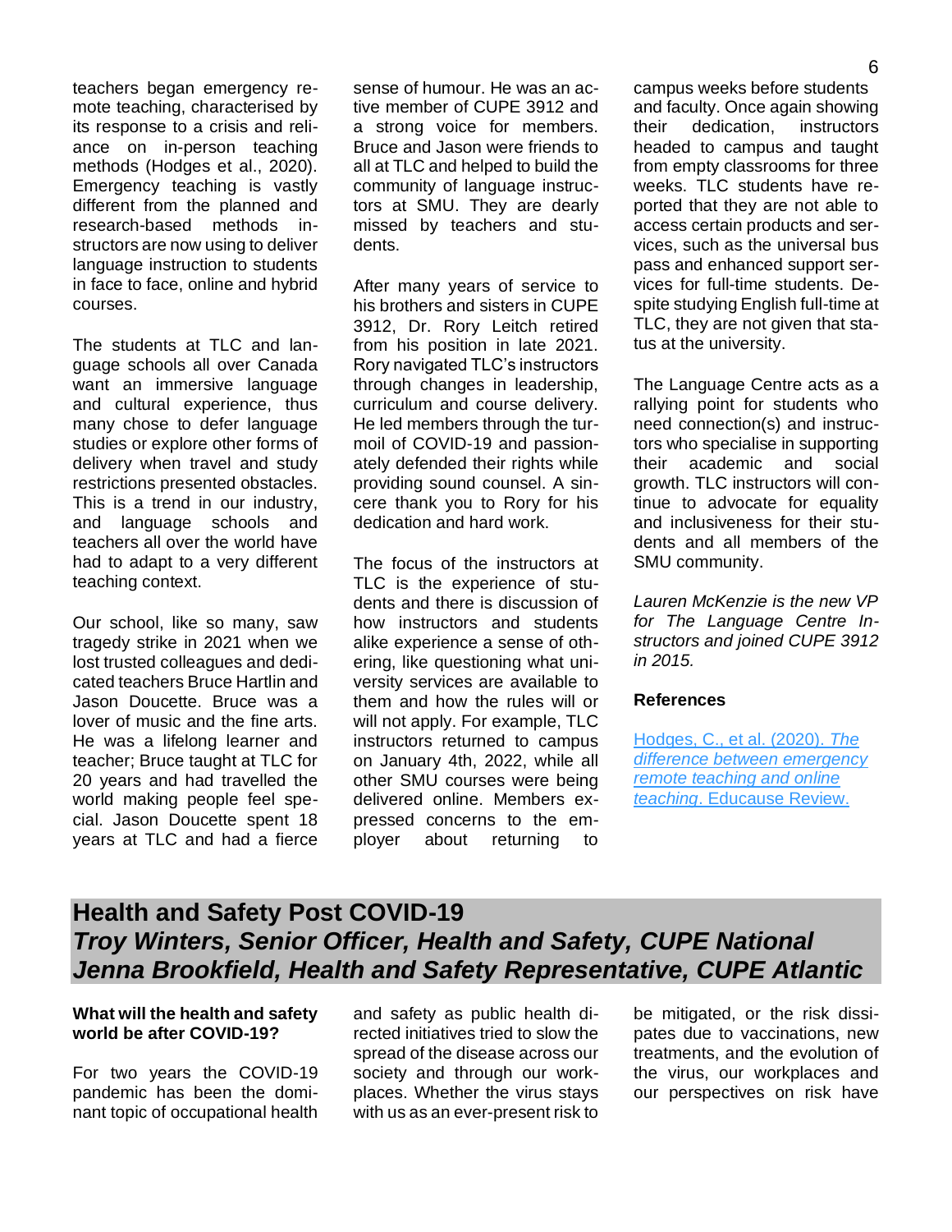teachers began emergency remote teaching, characterised by its response to a crisis and reliance on in-person teaching methods (Hodges et al., 2020). Emergency teaching is vastly different from the planned and research-based methods instructors are now using to deliver language instruction to students in face to face, online and hybrid courses.

The students at TLC and language schools all over Canada want an immersive language and cultural experience, thus many chose to defer language studies or explore other forms of delivery when travel and study restrictions presented obstacles. This is a trend in our industry, and language schools and teachers all over the world have had to adapt to a very different teaching context.

Our school, like so many, saw tragedy strike in 2021 when we lost trusted colleagues and dedicated teachers Bruce Hartlin and Jason Doucette. Bruce was a lover of music and the fine arts. He was a lifelong learner and teacher; Bruce taught at TLC for 20 years and had travelled the world making people feel special. Jason Doucette spent 18 years at TLC and had a fierce sense of humour. He was an active member of CUPE 3912 and a strong voice for members. Bruce and Jason were friends to all at TLC and helped to build the community of language instructors at SMU. They are dearly missed by teachers and students.

After many years of service to his brothers and sisters in CUPE 3912, Dr. Rory Leitch retired from his position in late 2021. Rory navigated TLC's instructors through changes in leadership, curriculum and course delivery. He led members through the turmoil of COVID-19 and passionately defended their rights while providing sound counsel. A sincere thank you to Rory for his dedication and hard work.

The focus of the instructors at TLC is the experience of students and there is discussion of how instructors and students alike experience a sense of othering, like questioning what university services are available to them and how the rules will or will not apply. For example, TLC instructors returned to campus on January 4th, 2022, while all other SMU courses were being delivered online. Members expressed concerns to the employer about returning to campus weeks before students and faculty. Once again showing their dedication, instructors headed to campus and taught from empty classrooms for three weeks. TLC students have reported that they are not able to access certain products and services, such as the universal bus pass and enhanced support services for full-time students. Despite studying English full-time at TLC, they are not given that status at the university.

The Language Centre acts as a rallying point for students who need connection(s) and instructors who specialise in supporting their academic and social growth. TLC instructors will continue to advocate for equality and inclusiveness for their students and all members of the SMU community.

*Lauren McKenzie is the new VP for The Language Centre Instructors and joined CUPE 3912 in 2015.*

**References**

Hodges, C., et al. (2020). *The difference between emergency remote teaching and online teaching*. Educause Review.

## Health and Safety Post COVID-19

***Troy Winters, Senior Officer, Health and Safety, CUPE National***
***Jenna Brookfield, Health and Safety Representative, CUPE Atlantic***

**What will the health and safety world be after COVID-19?**

For two years the COVID-19 pandemic has been the dominant topic of occupational health and safety as public health directed initiatives tried to slow the spread of the disease across our society and through our workplaces. Whether the virus stays with us as an ever-present risk to be mitigated, or the risk dissipates due to vaccinations, new treatments, and the evolution of the virus, our workplaces and our perspectives on risk have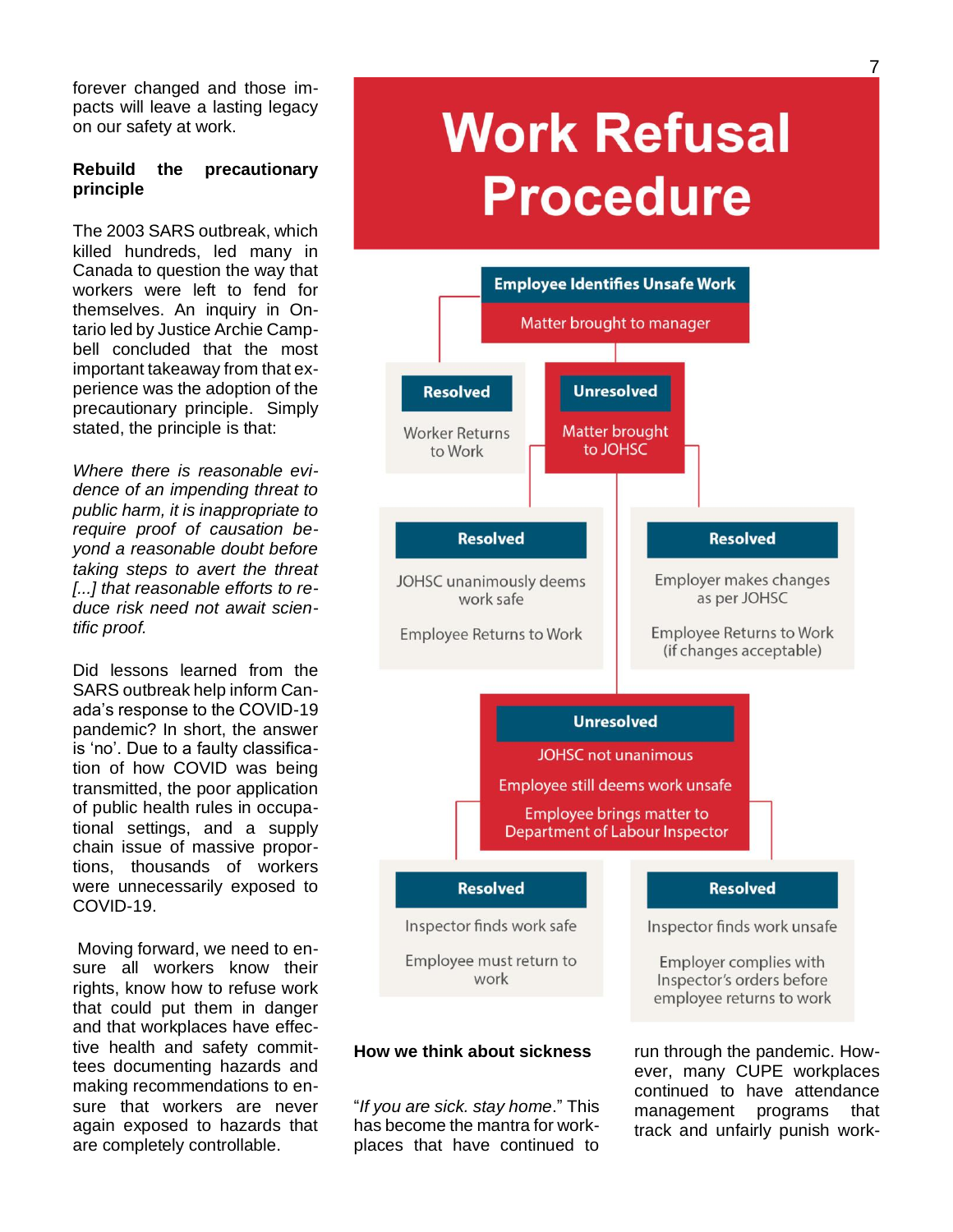forever changed and those impacts will leave a lasting legacy on our safety at work.

**Rebuild the precautionary principle**

The 2003 SARS outbreak, which killed hundreds, led many in Canada to question the way that workers were left to fend for themselves. An inquiry in Ontario led by Justice Archie Campbell concluded that the most important takeaway from that experience was the adoption of the precautionary principle. Simply stated, the principle is that:

*Where there is reasonable evidence of an impending threat to public harm, it is inappropriate to require proof of causation beyond a reasonable doubt before taking steps to avert the threat [...] that reasonable efforts to reduce risk need not await scientific proof.*

Did lessons learned from the SARS outbreak help inform Canada's response to the COVID-19 pandemic? In short, the answer is 'no'. Due to a faulty classification of how COVID was being transmitted, the poor application of public health rules in occupational settings, and a supply chain issue of massive proportions, thousands of workers were unnecessarily exposed to COVID-19.

Moving forward, we need to ensure all workers know their rights, know how to refuse work that could put them in danger and that workplaces have effective health and safety committees documenting hazards and making recommendations to ensure that workers are never again exposed to hazards that are completely controllable.

# Work Refusal Procedure

**Employee Identifies Unsafe Work**
Matter brought to manager

- **Resolved** — Worker Returns to Work
- **Unresolved** — Matter brought to JOHSC
  - **Resolved** — JOHSC unanimously deems work safe. Employee Returns to Work
  - **Resolved** — Employer makes changes as per JOHSC. Employee Returns to Work (if changes acceptable)
  - **Unresolved** — JOHSC not unanimous. Employee still deems work unsafe. Employee brings matter to Department of Labour Inspector
    - **Resolved** — Inspector finds work safe. Employee must return to work
    - **Resolved** — Inspector finds work unsafe. Employer complies with Inspector's orders before employee returns to work

**How we think about sickness**

"*If you are sick. stay home*." This has become the mantra for workplaces that have continued to run through the pandemic. However, many CUPE workplaces continued to have attendance management programs that track and unfairly punish work-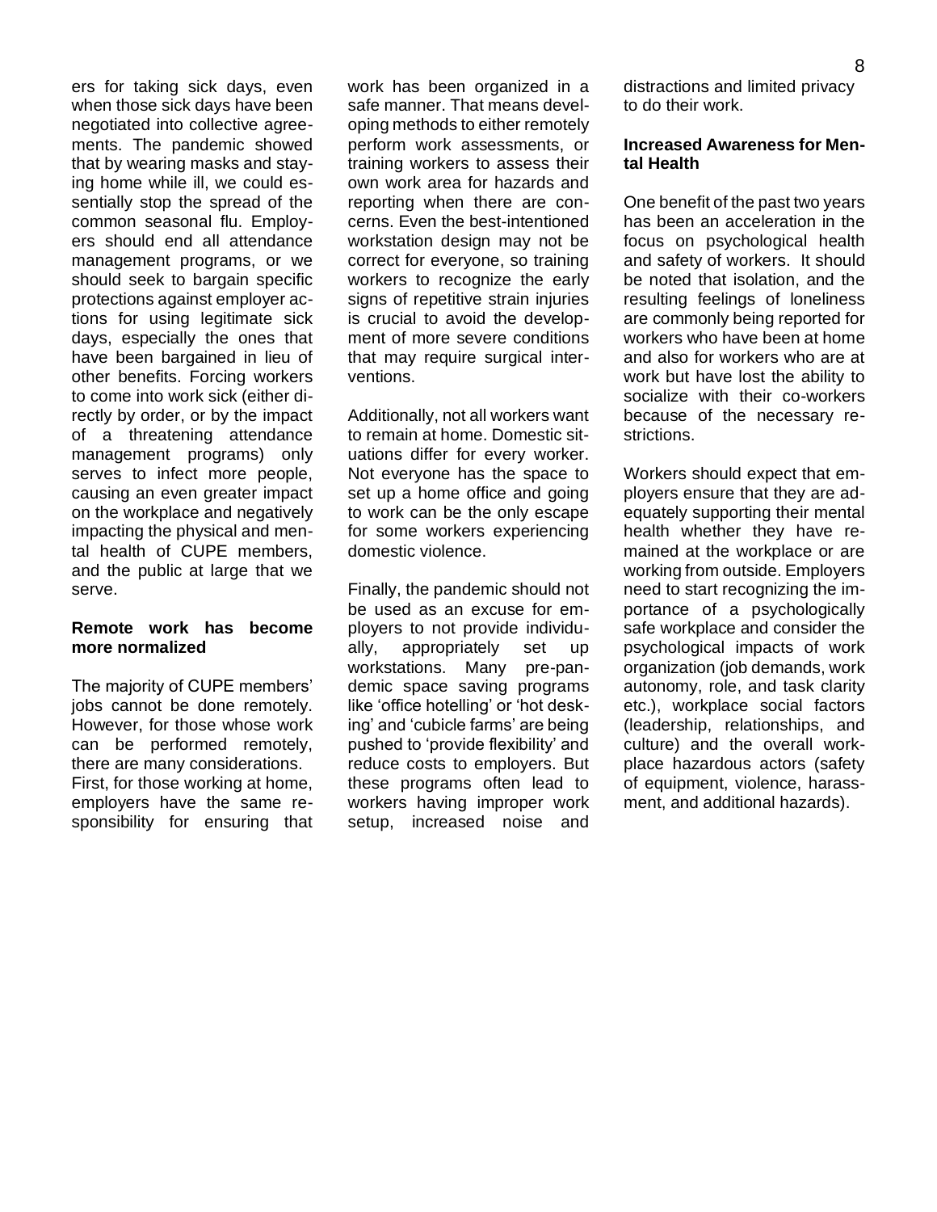ers for taking sick days, even when those sick days have been negotiated into collective agreements. The pandemic showed that by wearing masks and staying home while ill, we could essentially stop the spread of the common seasonal flu. Employers should end all attendance management programs, or we should seek to bargain specific protections against employer actions for using legitimate sick days, especially the ones that have been bargained in lieu of other benefits. Forcing workers to come into work sick (either directly by order, or by the impact of a threatening attendance management programs) only serves to infect more people, causing an even greater impact on the workplace and negatively impacting the physical and mental health of CUPE members, and the public at large that we serve.

**Remote work has become more normalized**

The majority of CUPE members' jobs cannot be done remotely. However, for those whose work can be performed remotely, there are many considerations.
First, for those working at home, employers have the same responsibility for ensuring that work has been organized in a safe manner. That means developing methods to either remotely perform work assessments, or training workers to assess their own work area for hazards and reporting when there are concerns. Even the best-intentioned workstation design may not be correct for everyone, so training workers to recognize the early signs of repetitive strain injuries is crucial to avoid the development of more severe conditions that may require surgical interventions.

Additionally, not all workers want to remain at home. Domestic situations differ for every worker. Not everyone has the space to set up a home office and going to work can be the only escape for some workers experiencing domestic violence.

Finally, the pandemic should not be used as an excuse for employers to not provide individually, appropriately set up workstations. Many pre-pandemic space saving programs like 'office hotelling' or 'hot desking' and 'cubicle farms' are being pushed to 'provide flexibility' and reduce costs to employers. But these programs often lead to workers having improper work setup, increased noise and distractions and limited privacy to do their work.

**Increased Awareness for Mental Health**

One benefit of the past two years has been an acceleration in the focus on psychological health and safety of workers. It should be noted that isolation, and the resulting feelings of loneliness are commonly being reported for workers who have been at home and also for workers who are at work but have lost the ability to socialize with their co-workers because of the necessary restrictions.

Workers should expect that employers ensure that they are adequately supporting their mental health whether they have remained at the workplace or are working from outside. Employers need to start recognizing the importance of a psychologically safe workplace and consider the psychological impacts of work organization (job demands, work autonomy, role, and task clarity etc.), workplace social factors (leadership, relationships, and culture) and the overall workplace hazardous actors (safety of equipment, violence, harassment, and additional hazards).